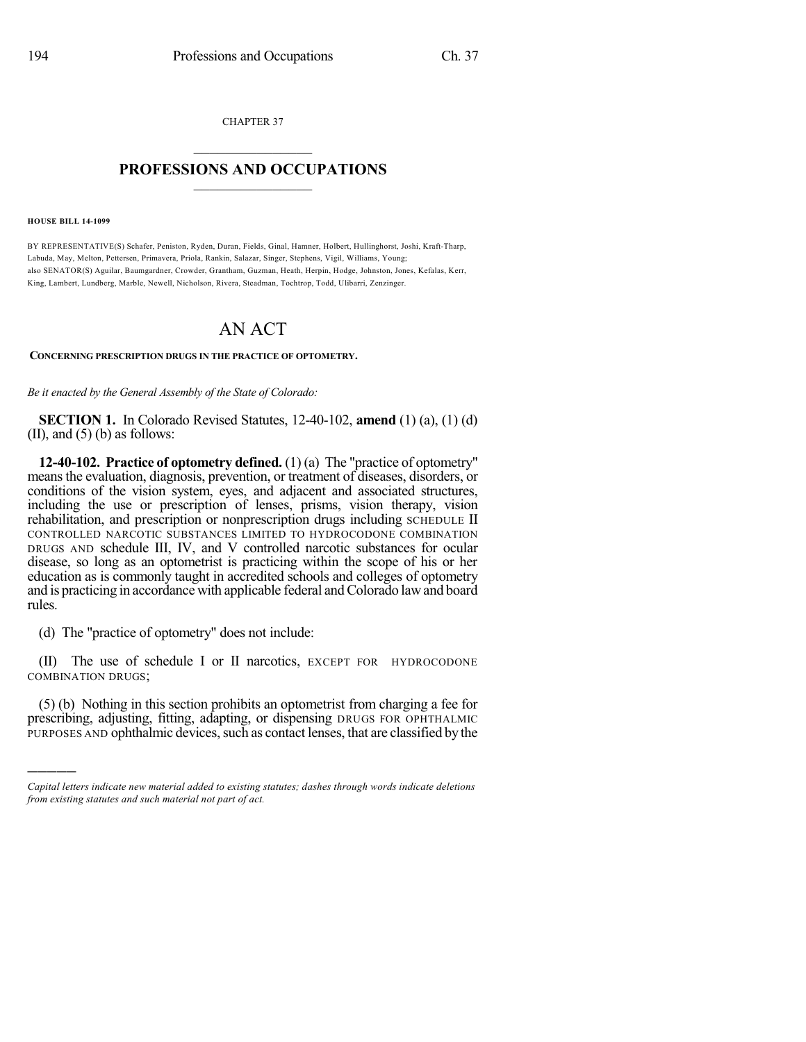CHAPTER 37

## PROFESSIONS AND OCCUPATIONS

**HOUSE BILL 14-1099**

BY REPRESENTATIVE(S) Schafer, Peniston, Ryden, Duran, Fields, Ginal, Hamner, Holbert, Hullinghorst, Joshi, Kraft-Tharp, Labuda, May, Melton, Pettersen, Primavera, Priola, Rankin, Salazar, Singer, Stephens, Vigil, Williams, Young; also SENATOR(S) Aguilar, Baumgardner, Crowder, Grantham, Guzman, Heath, Herpin, Hodge, Johnston, Jones, Kefalas, Kerr, King, Lambert, Lundberg, Marble, Newell, Nicholson, Rivera, Steadman, Tochtrop, Todd, Ulibarri, Zenzinger.

# AN ACT

**CONCERNING PRESCRIPTION DRUGS IN THE PRACTICE OF OPTOMETRY.**

*Be it enacted by the General Assembly of the State of Colorado:*

**SECTION 1.** In Colorado Revised Statutes, 12-40-102, **amend** (1) (a), (1) (d) (II), and (5) (b) as follows:

**12-40-102. Practice of optometry defined.** (1) (a) The "practice of optometry" means the evaluation, diagnosis, prevention, or treatment of diseases, disorders, or conditions of the vision system, eyes, and adjacent and associated structures, including the use or prescription of lenses, prisms, vision therapy, vision rehabilitation, and prescription or nonprescription drugs including SCHEDULE II CONTROLLED NARCOTIC SUBSTANCES LIMITED TO HYDROCODONE COMBINATION DRUGS AND schedule III, IV, and V controlled narcotic substances for ocular disease, so long as an optometrist is practicing within the scope of his or her education as is commonly taught in accredited schools and colleges of optometry and is practicing in accordance with applicable federal and Colorado law and board rules.

(d) The "practice of optometry" does not include:

(II) The use of schedule I or II narcotics, EXCEPT FOR HYDROCODONE COMBINATION DRUGS;

(5) (b) Nothing in this section prohibits an optometrist from charging a fee for prescribing, adjusting, fitting, adapting, or dispensing DRUGS FOR OPHTHALMIC PURPOSES AND ophthalmic devices, such as contact lenses, that are classified by the

---

*Capital letters indicate new material added to existing statutes; dashes through words indicate deletions from existing statutes and such material not part of act.*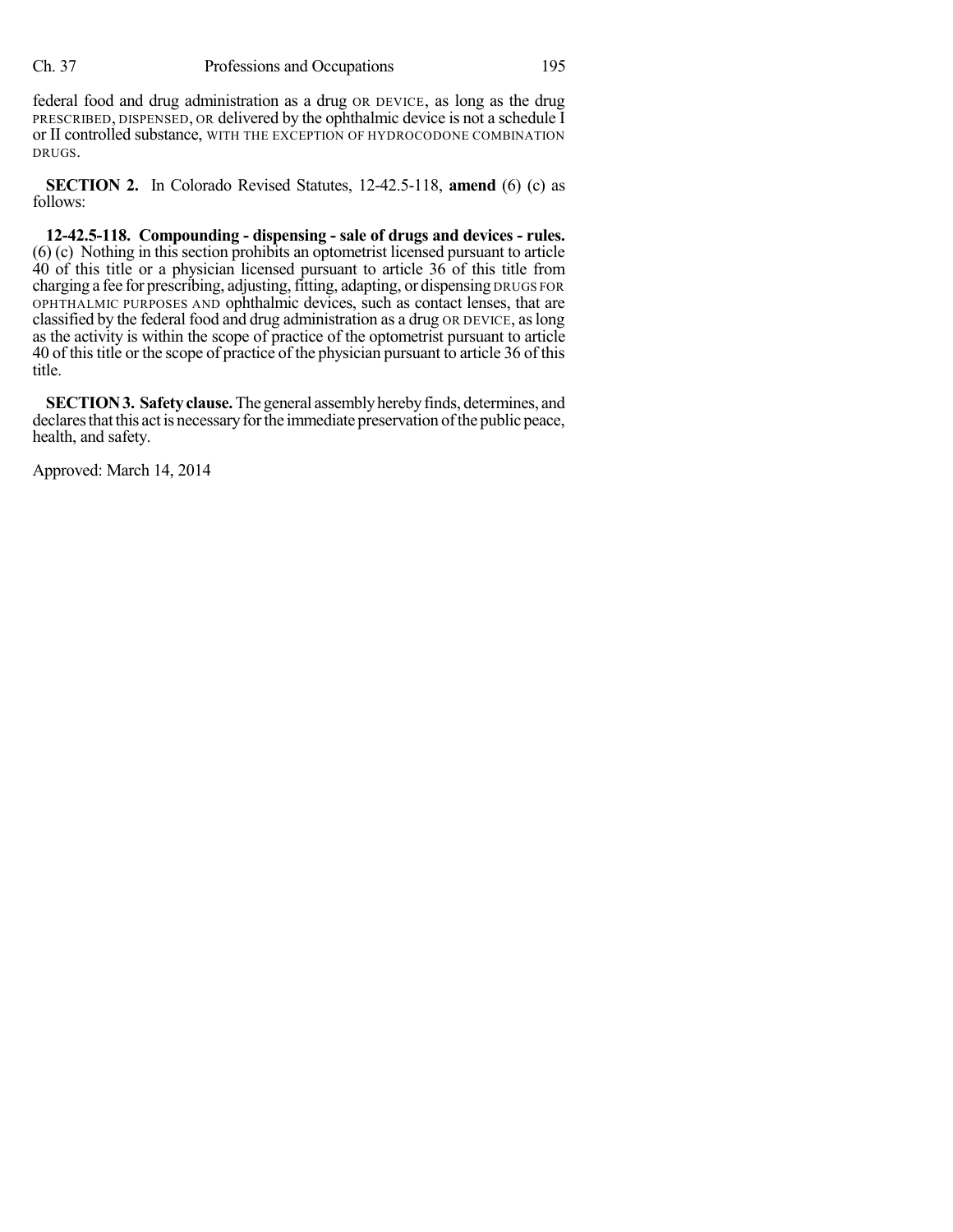federal food and drug administration as a drug OR DEVICE, as long as the drug PRESCRIBED, DISPENSED, OR delivered by the ophthalmic device is not a schedule I or II controlled substance, WITH THE EXCEPTION OF HYDROCODONE COMBINATION DRUGS.

**SECTION 2.** In Colorado Revised Statutes, 12-42.5-118, **amend** (6) (c) as follows:

**12-42.5-118. Compounding - dispensing - sale of drugs and devices - rules.** (6) (c) Nothing in this section prohibits an optometrist licensed pursuant to article 40 of this title or a physician licensed pursuant to article 36 of this title from charging a fee for prescribing, adjusting, fitting, adapting, or dispensing DRUGS FOR OPHTHALMIC PURPOSES AND ophthalmic devices, such as contact lenses, that are classified by the federal food and drug administration as a drug OR DEVICE, as long as the activity is within the scope of practice of the optometrist pursuant to article 40 of this title or the scope of practice of the physician pursuant to article 36 of this title.

**SECTION 3. Safety clause.** The general assembly hereby finds, determines, and declares that this act is necessary for the immediate preservation of the public peace, health, and safety.

Approved: March 14, 2014